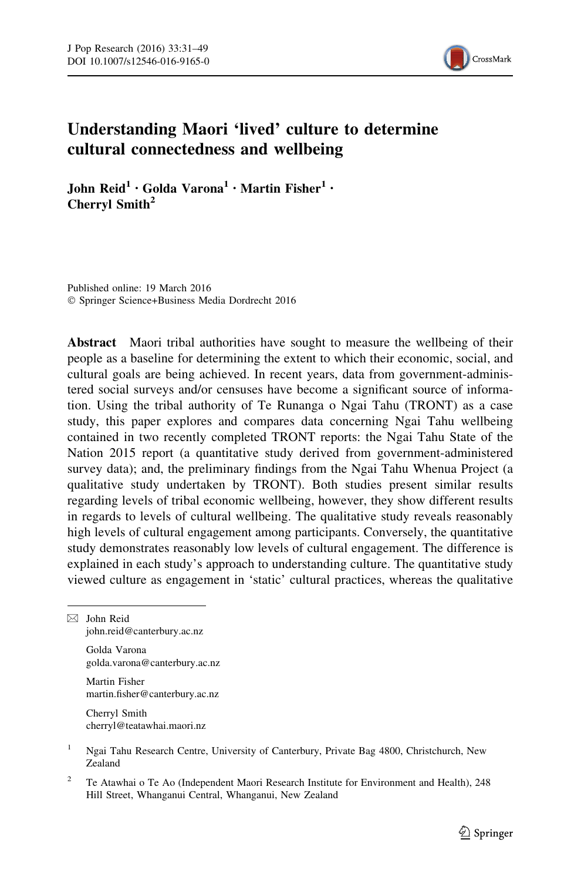# Understanding Maori 'lived' culture to determine cultural connectedness and wellbeing

**John Reid[1] · Golda Varona[1] · Martin Fisher[1] · Cherryl Smith[2]**

Published online: 19 March 2016
© Springer Science+Business Media Dordrecht 2016

**Abstract** Maori tribal authorities have sought to measure the wellbeing of their people as a baseline for determining the extent to which their economic, social, and cultural goals are being achieved. In recent years, data from government-administered social surveys and/or censuses have become a significant source of information. Using the tribal authority of Te Runanga o Ngai Tahu (TRONT) as a case study, this paper explores and compares data concerning Ngai Tahu wellbeing contained in two recently completed TRONT reports: the Ngai Tahu State of the Nation 2015 report (a quantitative study derived from government-administered survey data); and, the preliminary findings from the Ngai Tahu Whenua Project (a qualitative study undertaken by TRONT). Both studies present similar results regarding levels of tribal economic wellbeing, however, they show different results in regards to levels of cultural wellbeing. The qualitative study reveals reasonably high levels of cultural engagement among participants. Conversely, the quantitative study demonstrates reasonably low levels of cultural engagement. The difference is explained in each study's approach to understanding culture. The quantitative study viewed culture as engagement in 'static' cultural practices, whereas the qualitative

---

✉ John Reid
john.reid@canterbury.ac.nz

Golda Varona
golda.varona@canterbury.ac.nz

Martin Fisher
martin.fisher@canterbury.ac.nz

Cherryl Smith
cherryl@teatawhai.maori.nz

[1] Ngai Tahu Research Centre, University of Canterbury, Private Bag 4800, Christchurch, New Zealand

[2] Te Atawhai o Te Ao (Independent Maori Research Institute for Environment and Health), 248 Hill Street, Whanganui Central, Whanganui, New Zealand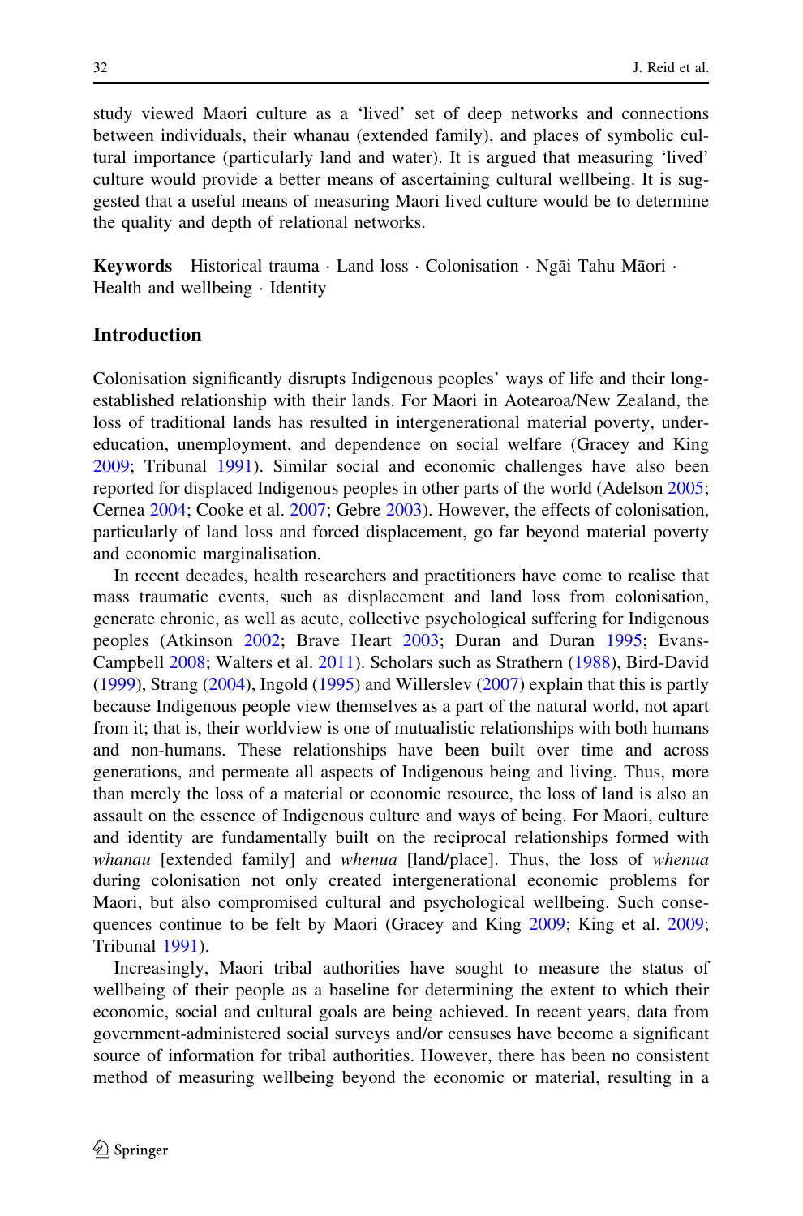study viewed Maori culture as a 'lived' set of deep networks and connections between individuals, their whanau (extended family), and places of symbolic cultural importance (particularly land and water). It is argued that measuring 'lived' culture would provide a better means of ascertaining cultural wellbeing. It is suggested that a useful means of measuring Maori lived culture would be to determine the quality and depth of relational networks.

**Keywords** Historical trauma · Land loss · Colonisation · Ngāi Tahu Māori · Health and wellbeing · Identity

## Introduction

Colonisation significantly disrupts Indigenous peoples' ways of life and their long-established relationship with their lands. For Maori in Aotearoa/New Zealand, the loss of traditional lands has resulted in intergenerational material poverty, under-education, unemployment, and dependence on social welfare (Gracey and King 2009; Tribunal 1991). Similar social and economic challenges have also been reported for displaced Indigenous peoples in other parts of the world (Adelson 2005; Cernea 2004; Cooke et al. 2007; Gebre 2003). However, the effects of colonisation, particularly of land loss and forced displacement, go far beyond material poverty and economic marginalisation.

In recent decades, health researchers and practitioners have come to realise that mass traumatic events, such as displacement and land loss from colonisation, generate chronic, as well as acute, collective psychological suffering for Indigenous peoples (Atkinson 2002; Brave Heart 2003; Duran and Duran 1995; Evans-Campbell 2008; Walters et al. 2011). Scholars such as Strathern (1988), Bird-David (1999), Strang (2004), Ingold (1995) and Willerslev (2007) explain that this is partly because Indigenous people view themselves as a part of the natural world, not apart from it; that is, their worldview is one of mutualistic relationships with both humans and non-humans. These relationships have been built over time and across generations, and permeate all aspects of Indigenous being and living. Thus, more than merely the loss of a material or economic resource, the loss of land is also an assault on the essence of Indigenous culture and ways of being. For Maori, culture and identity are fundamentally built on the reciprocal relationships formed with *whanau* [extended family] and *whenua* [land/place]. Thus, the loss of *whenua* during colonisation not only created intergenerational economic problems for Maori, but also compromised cultural and psychological wellbeing. Such consequences continue to be felt by Maori (Gracey and King 2009; King et al. 2009; Tribunal 1991).

Increasingly, Maori tribal authorities have sought to measure the status of wellbeing of their people as a baseline for determining the extent to which their economic, social and cultural goals are being achieved. In recent years, data from government-administered social surveys and/or censuses have become a significant source of information for tribal authorities. However, there has been no consistent method of measuring wellbeing beyond the economic or material, resulting in a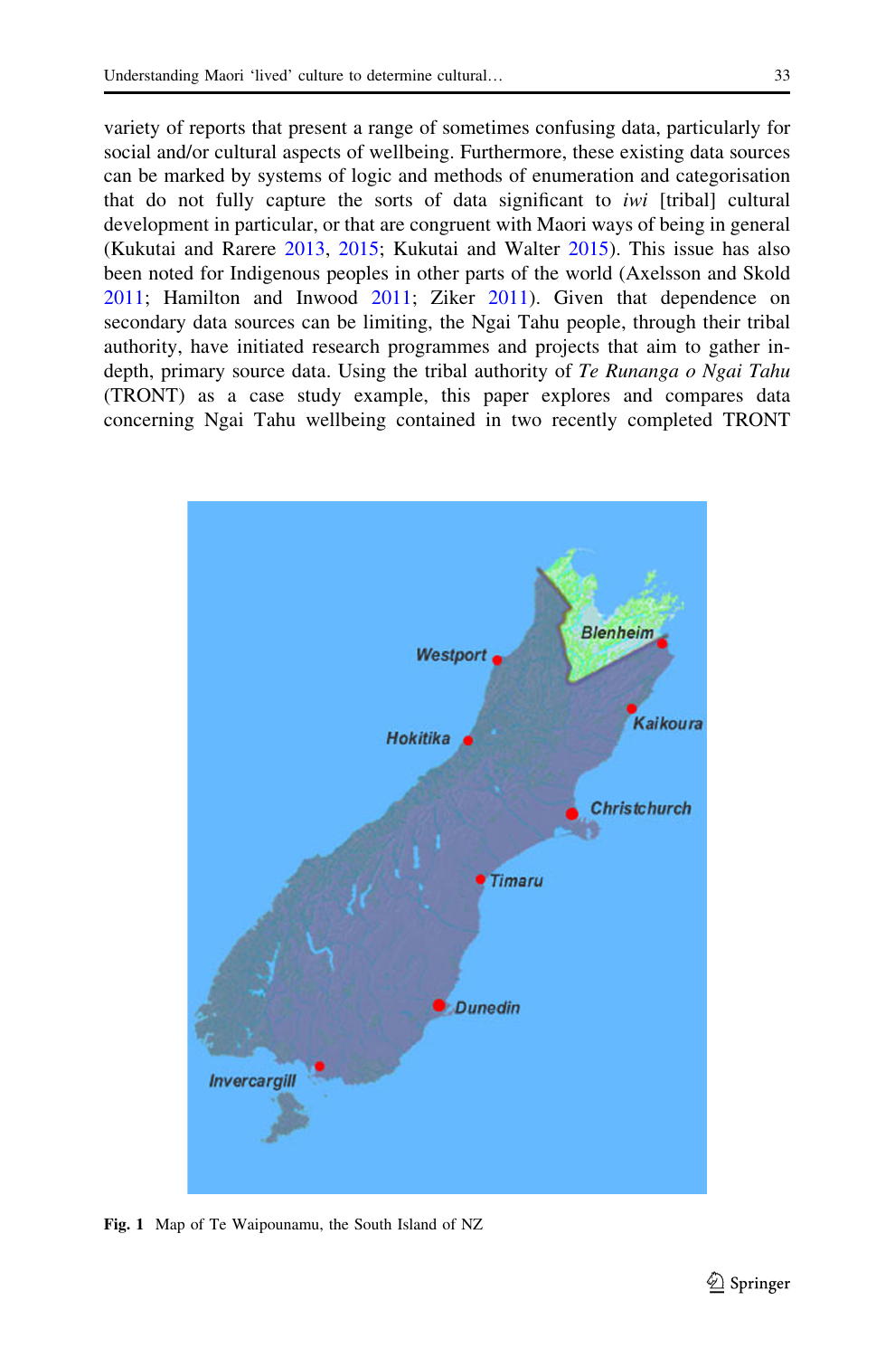variety of reports that present a range of sometimes confusing data, particularly for social and/or cultural aspects of wellbeing. Furthermore, these existing data sources can be marked by systems of logic and methods of enumeration and categorisation that do not fully capture the sorts of data significant to *iwi* [tribal] cultural development in particular, or that are congruent with Maori ways of being in general (Kukutai and Rarere 2013, 2015; Kukutai and Walter 2015). This issue has also been noted for Indigenous peoples in other parts of the world (Axelsson and Skold 2011; Hamilton and Inwood 2011; Ziker 2011). Given that dependence on secondary data sources can be limiting, the Ngai Tahu people, through their tribal authority, have initiated research programmes and projects that aim to gather in-depth, primary source data. Using the tribal authority of *Te Runanga o Ngai Tahu* (TRONT) as a case study example, this paper explores and compares data concerning Ngai Tahu wellbeing contained in two recently completed TRONT

**Fig. 1** Map of Te Waipounamu, the South Island of NZ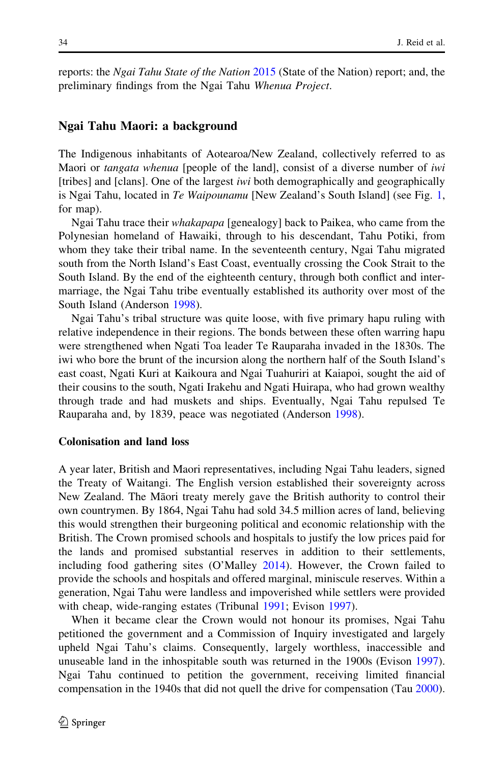reports: the *Ngai Tahu State of the Nation* 2015 (State of the Nation) report; and, the preliminary findings from the Ngai Tahu *Whenua Project*.

## Ngai Tahu Maori: a background

The Indigenous inhabitants of Aotearoa/New Zealand, collectively referred to as Maori or *tangata whenua* [people of the land], consist of a diverse number of *iwi* [tribes] and [clans]. One of the largest *iwi* both demographically and geographically is Ngai Tahu, located in *Te Waipounamu* [New Zealand's South Island] (see Fig. 1, for map).

Ngai Tahu trace their *whakapapa* [genealogy] back to Paikea, who came from the Polynesian homeland of Hawaiki, through to his descendant, Tahu Potiki, from whom they take their tribal name. In the seventeenth century, Ngai Tahu migrated south from the North Island's East Coast, eventually crossing the Cook Strait to the South Island. By the end of the eighteenth century, through both conflict and intermarriage, the Ngai Tahu tribe eventually established its authority over most of the South Island (Anderson 1998).

Ngai Tahu's tribal structure was quite loose, with five primary hapu ruling with relative independence in their regions. The bonds between these often warring hapu were strengthened when Ngati Toa leader Te Rauparaha invaded in the 1830s. The iwi who bore the brunt of the incursion along the northern half of the South Island's east coast, Ngati Kuri at Kaikoura and Ngai Tuahuriri at Kaiapoi, sought the aid of their cousins to the south, Ngati Irakehu and Ngati Huirapa, who had grown wealthy through trade and had muskets and ships. Eventually, Ngai Tahu repulsed Te Rauparaha and, by 1839, peace was negotiated (Anderson 1998).

### Colonisation and land loss

A year later, British and Maori representatives, including Ngai Tahu leaders, signed the Treaty of Waitangi. The English version established their sovereignty across New Zealand. The Māori treaty merely gave the British authority to control their own countrymen. By 1864, Ngai Tahu had sold 34.5 million acres of land, believing this would strengthen their burgeoning political and economic relationship with the British. The Crown promised schools and hospitals to justify the low prices paid for the lands and promised substantial reserves in addition to their settlements, including food gathering sites (O'Malley 2014). However, the Crown failed to provide the schools and hospitals and offered marginal, miniscule reserves. Within a generation, Ngai Tahu were landless and impoverished while settlers were provided with cheap, wide-ranging estates (Tribunal 1991; Evison 1997).

When it became clear the Crown would not honour its promises, Ngai Tahu petitioned the government and a Commission of Inquiry investigated and largely upheld Ngai Tahu's claims. Consequently, largely worthless, inaccessible and unuseable land in the inhospitable south was returned in the 1900s (Evison 1997). Ngai Tahu continued to petition the government, receiving limited financial compensation in the 1940s that did not quell the drive for compensation (Tau 2000).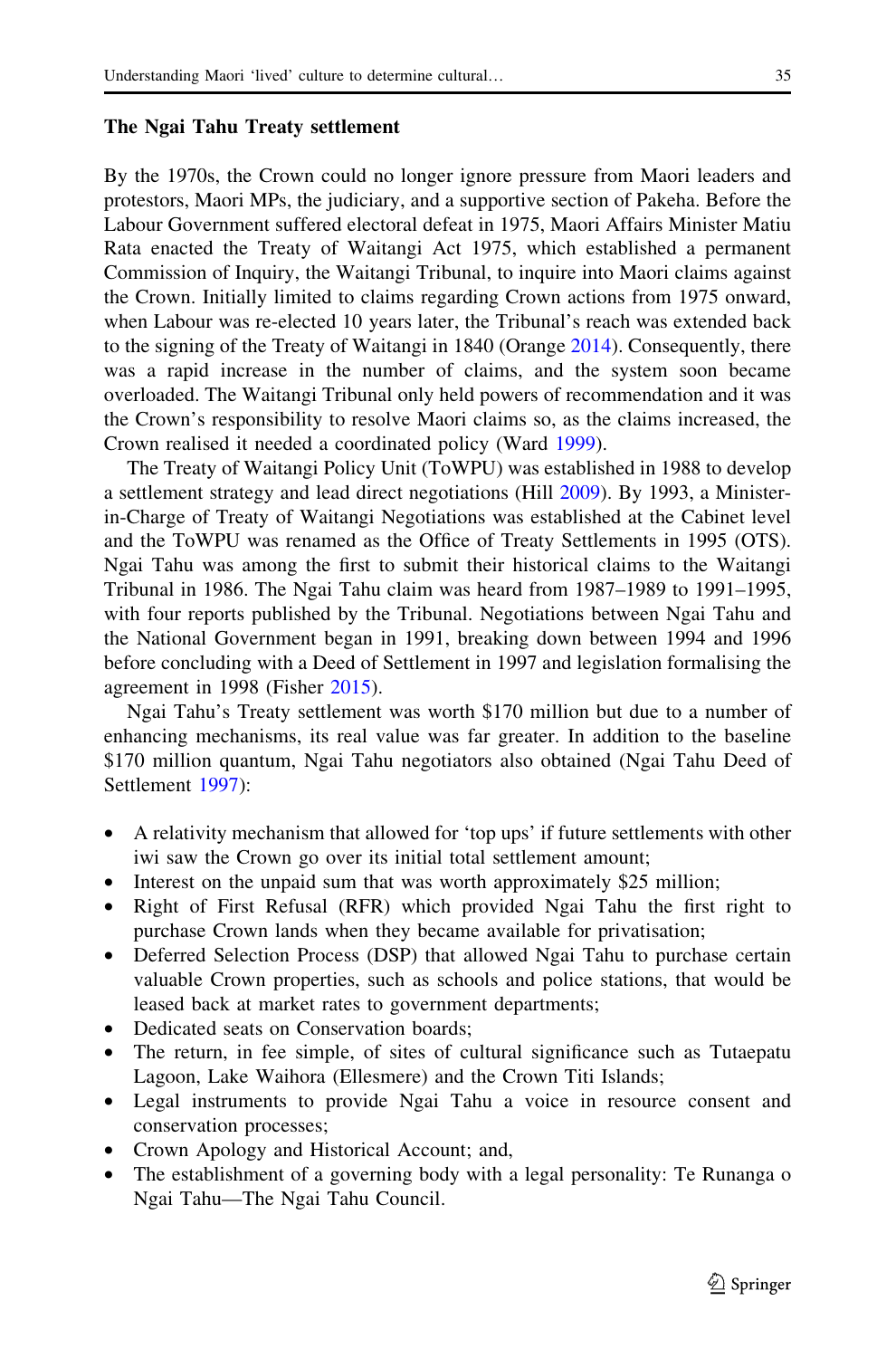### The Ngai Tahu Treaty settlement

By the 1970s, the Crown could no longer ignore pressure from Maori leaders and protestors, Maori MPs, the judiciary, and a supportive section of Pakeha. Before the Labour Government suffered electoral defeat in 1975, Maori Affairs Minister Matiu Rata enacted the Treaty of Waitangi Act 1975, which established a permanent Commission of Inquiry, the Waitangi Tribunal, to inquire into Maori claims against the Crown. Initially limited to claims regarding Crown actions from 1975 onward, when Labour was re-elected 10 years later, the Tribunal's reach was extended back to the signing of the Treaty of Waitangi in 1840 (Orange 2014). Consequently, there was a rapid increase in the number of claims, and the system soon became overloaded. The Waitangi Tribunal only held powers of recommendation and it was the Crown's responsibility to resolve Maori claims so, as the claims increased, the Crown realised it needed a coordinated policy (Ward 1999).

The Treaty of Waitangi Policy Unit (ToWPU) was established in 1988 to develop a settlement strategy and lead direct negotiations (Hill 2009). By 1993, a Minister-in-Charge of Treaty of Waitangi Negotiations was established at the Cabinet level and the ToWPU was renamed as the Office of Treaty Settlements in 1995 (OTS). Ngai Tahu was among the first to submit their historical claims to the Waitangi Tribunal in 1986. The Ngai Tahu claim was heard from 1987–1989 to 1991–1995, with four reports published by the Tribunal. Negotiations between Ngai Tahu and the National Government began in 1991, breaking down between 1994 and 1996 before concluding with a Deed of Settlement in 1997 and legislation formalising the agreement in 1998 (Fisher 2015).

Ngai Tahu's Treaty settlement was worth $170 million but due to a number of enhancing mechanisms, its real value was far greater. In addition to the baseline $170 million quantum, Ngai Tahu negotiators also obtained (Ngai Tahu Deed of Settlement 1997):

- A relativity mechanism that allowed for 'top ups' if future settlements with other iwi saw the Crown go over its initial total settlement amount;
- Interest on the unpaid sum that was worth approximately $25 million;
- Right of First Refusal (RFR) which provided Ngai Tahu the first right to purchase Crown lands when they became available for privatisation;
- Deferred Selection Process (DSP) that allowed Ngai Tahu to purchase certain valuable Crown properties, such as schools and police stations, that would be leased back at market rates to government departments;
- Dedicated seats on Conservation boards;
- The return, in fee simple, of sites of cultural significance such as Tutaepatu Lagoon, Lake Waihora (Ellesmere) and the Crown Titi Islands;
- Legal instruments to provide Ngai Tahu a voice in resource consent and conservation processes;
- Crown Apology and Historical Account; and,
- The establishment of a governing body with a legal personality: Te Runanga o Ngai Tahu—The Ngai Tahu Council.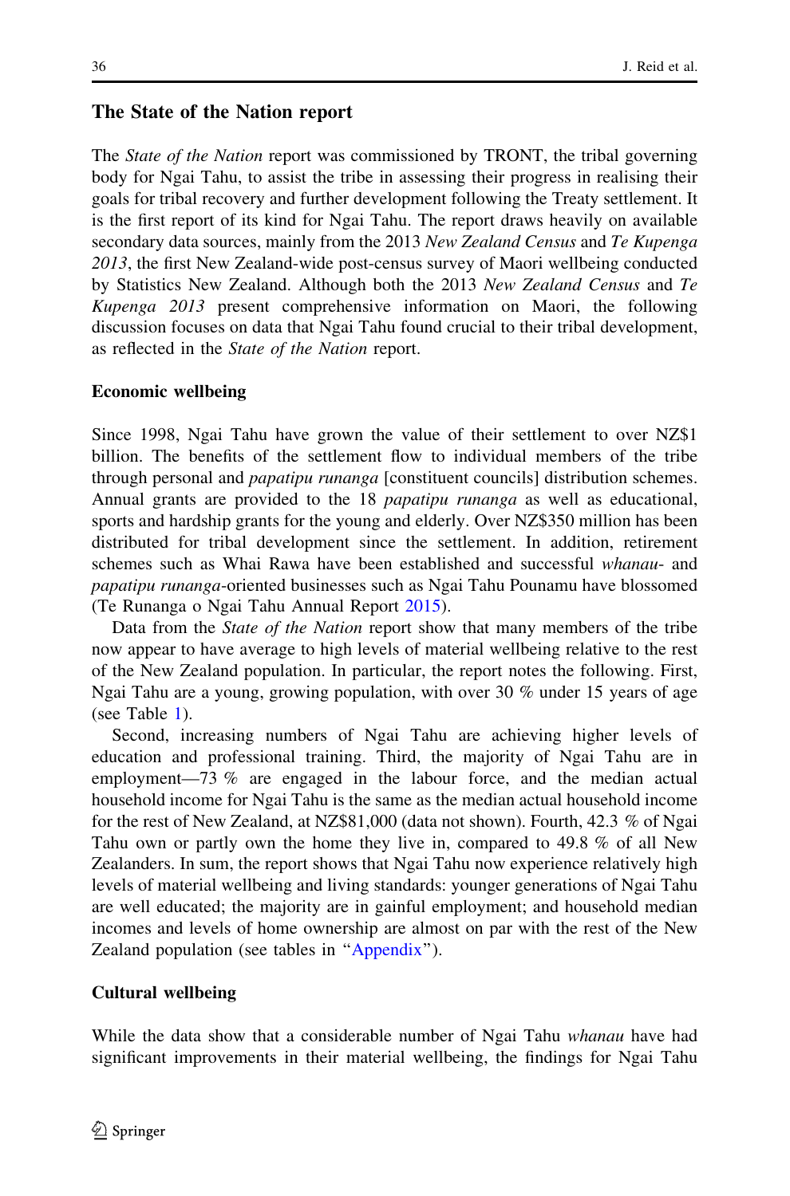## The State of the Nation report

The *State of the Nation* report was commissioned by TRONT, the tribal governing body for Ngai Tahu, to assist the tribe in assessing their progress in realising their goals for tribal recovery and further development following the Treaty settlement. It is the first report of its kind for Ngai Tahu. The report draws heavily on available secondary data sources, mainly from the 2013 *New Zealand Census* and *Te Kupenga 2013*, the first New Zealand-wide post-census survey of Maori wellbeing conducted by Statistics New Zealand. Although both the 2013 *New Zealand Census* and *Te Kupenga 2013* present comprehensive information on Maori, the following discussion focuses on data that Ngai Tahu found crucial to their tribal development, as reflected in the *State of the Nation* report.

### Economic wellbeing

Since 1998, Ngai Tahu have grown the value of their settlement to over NZ$1 billion. The benefits of the settlement flow to individual members of the tribe through personal and *papatipu runanga* [constituent councils] distribution schemes. Annual grants are provided to the 18 *papatipu runanga* as well as educational, sports and hardship grants for the young and elderly. Over NZ$350 million has been distributed for tribal development since the settlement. In addition, retirement schemes such as Whai Rawa have been established and successful *whanau*- and *papatipu runanga*-oriented businesses such as Ngai Tahu Pounamu have blossomed (Te Runanga o Ngai Tahu Annual Report 2015).

Data from the *State of the Nation* report show that many members of the tribe now appear to have average to high levels of material wellbeing relative to the rest of the New Zealand population. In particular, the report notes the following. First, Ngai Tahu are a young, growing population, with over 30 % under 15 years of age (see Table 1).

Second, increasing numbers of Ngai Tahu are achieving higher levels of education and professional training. Third, the majority of Ngai Tahu are in employment—73 % are engaged in the labour force, and the median actual household income for Ngai Tahu is the same as the median actual household income for the rest of New Zealand, at NZ$81,000 (data not shown). Fourth, 42.3 % of Ngai Tahu own or partly own the home they live in, compared to 49.8 % of all New Zealanders. In sum, the report shows that Ngai Tahu now experience relatively high levels of material wellbeing and living standards: younger generations of Ngai Tahu are well educated; the majority are in gainful employment; and household median incomes and levels of home ownership are almost on par with the rest of the New Zealand population (see tables in "Appendix").

### Cultural wellbeing

While the data show that a considerable number of Ngai Tahu *whanau* have had significant improvements in their material wellbeing, the findings for Ngai Tahu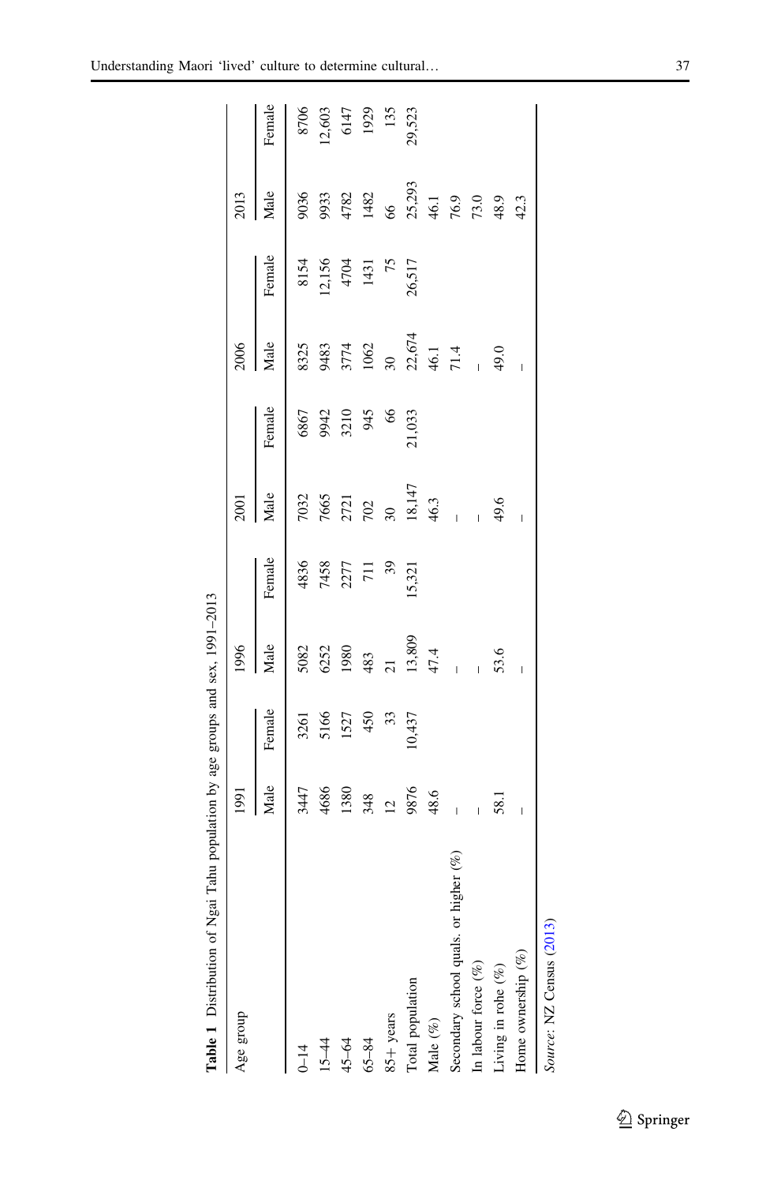**Table 1** Distribution of Ngai Tahu population by age groups and sex, 1991–2013

| Age group | 1991 | | 1996 | | 2001 | | 2006 | | 2013 | |
|---|---|---|---|---|---|---|---|---|---|---|
| | Male | Female | Male | Female | Male | Female | Male | Female | Male | Female |
| 0–14 | 3447 | 3261 | 5082 | 4836 | 7032 | 6867 | 8325 | 8154 | 9036 | 8706 |
| 15–44 | 4686 | 5166 | 6252 | 7458 | 7665 | 9942 | 9483 | 12,156 | 9933 | 12,603 |
| 45–64 | 1380 | 1527 | 1980 | 2277 | 2721 | 3210 | 3774 | 4704 | 4782 | 6147 |
| 65–84 | 348 | 450 | 483 | 711 | 702 | 945 | 1062 | 1431 | 1482 | 1929 |
| 85+ years | 12 | 33 | 21 | 39 | 30 | 66 | 30 | 75 | 66 | 135 |
| Total population | 9876 | 10,437 | 13,809 | 15,321 | 18,147 | 21,033 | 22,674 | 26,517 | 25,293 | 29,523 |
| Male (%) | 48.6 | | 47.4 | | 46.3 | | 46.1 | | 46.1 | |
| Secondary school quals. or higher (%) | – | | – | | – | | 71.4 | | 76.9 | |
| In labour force (%) | – | | – | | – | | – | | 73.0 | |
| Living in rohe (%) | 58.1 | | 53.6 | | 49.6 | | 49.0 | | 48.9 | |
| Home ownership (%) | – | | – | | – | | – | | 42.3 | |

*Source*: NZ Census (2013)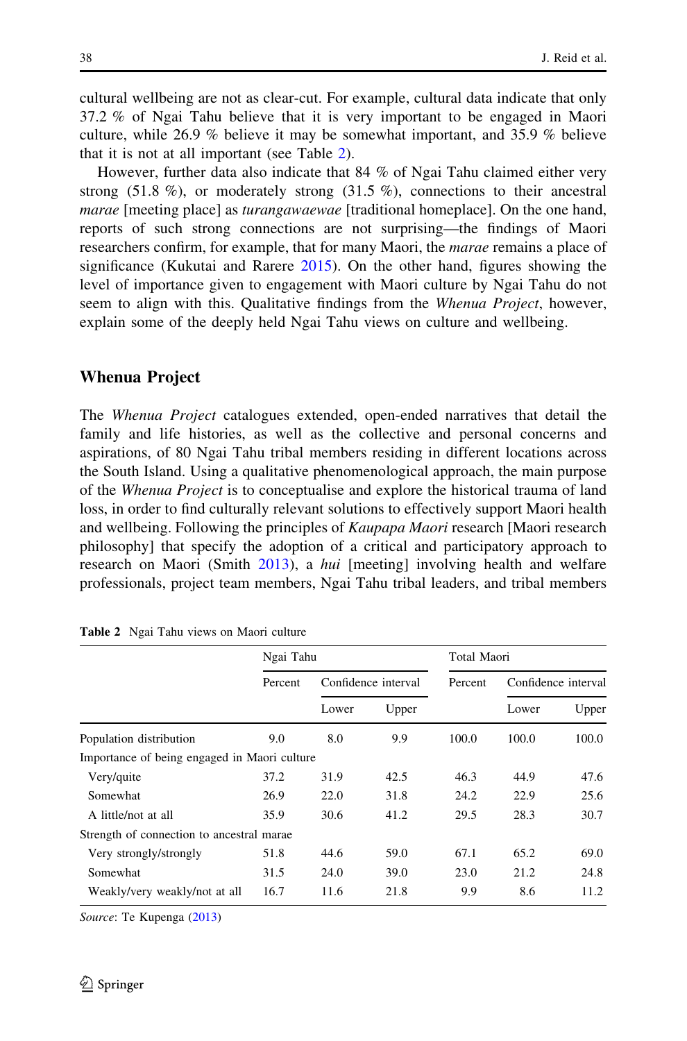cultural wellbeing are not as clear-cut. For example, cultural data indicate that only 37.2 % of Ngai Tahu believe that it is very important to be engaged in Maori culture, while 26.9 % believe it may be somewhat important, and 35.9 % believe that it is not at all important (see Table 2).

However, further data also indicate that 84 % of Ngai Tahu claimed either very strong (51.8 %), or moderately strong (31.5 %), connections to their ancestral *marae* [meeting place] as *turangawaewae* [traditional homeplace]. On the one hand, reports of such strong connections are not surprising—the findings of Maori researchers confirm, for example, that for many Maori, the *marae* remains a place of significance (Kukutai and Rarere 2015). On the other hand, figures showing the level of importance given to engagement with Maori culture by Ngai Tahu do not seem to align with this. Qualitative findings from the *Whenua Project*, however, explain some of the deeply held Ngai Tahu views on culture and wellbeing.

## Whenua Project

The *Whenua Project* catalogues extended, open-ended narratives that detail the family and life histories, as well as the collective and personal concerns and aspirations, of 80 Ngai Tahu tribal members residing in different locations across the South Island. Using a qualitative phenomenological approach, the main purpose of the *Whenua Project* is to conceptualise and explore the historical trauma of land loss, in order to find culturally relevant solutions to effectively support Maori health and wellbeing. Following the principles of *Kaupapa Maori* research [Maori research philosophy] that specify the adoption of a critical and participatory approach to research on Maori (Smith 2013), a *hui* [meeting] involving health and welfare professionals, project team members, Ngai Tahu tribal leaders, and tribal members

**Table 2** Ngai Tahu views on Maori culture

| | Ngai Tahu | | | Total Maori | | |
|---|---|---|---|---|---|---|
| | Percent | Confidence interval | | Percent | Confidence interval | |
| | | Lower | Upper | | Lower | Upper |
| Population distribution | 9.0 | 8.0 | 9.9 | 100.0 | 100.0 | 100.0 |
| Importance of being engaged in Maori culture | | | | | | |
| Very/quite | 37.2 | 31.9 | 42.5 | 46.3 | 44.9 | 47.6 |
| Somewhat | 26.9 | 22.0 | 31.8 | 24.2 | 22.9 | 25.6 |
| A little/not at all | 35.9 | 30.6 | 41.2 | 29.5 | 28.3 | 30.7 |
| Strength of connection to ancestral marae | | | | | | |
| Very strongly/strongly | 51.8 | 44.6 | 59.0 | 67.1 | 65.2 | 69.0 |
| Somewhat | 31.5 | 24.0 | 39.0 | 23.0 | 21.2 | 24.8 |
| Weakly/very weakly/not at all | 16.7 | 11.6 | 21.8 | 9.9 | 8.6 | 11.2 |

*Source*: Te Kupenga (2013)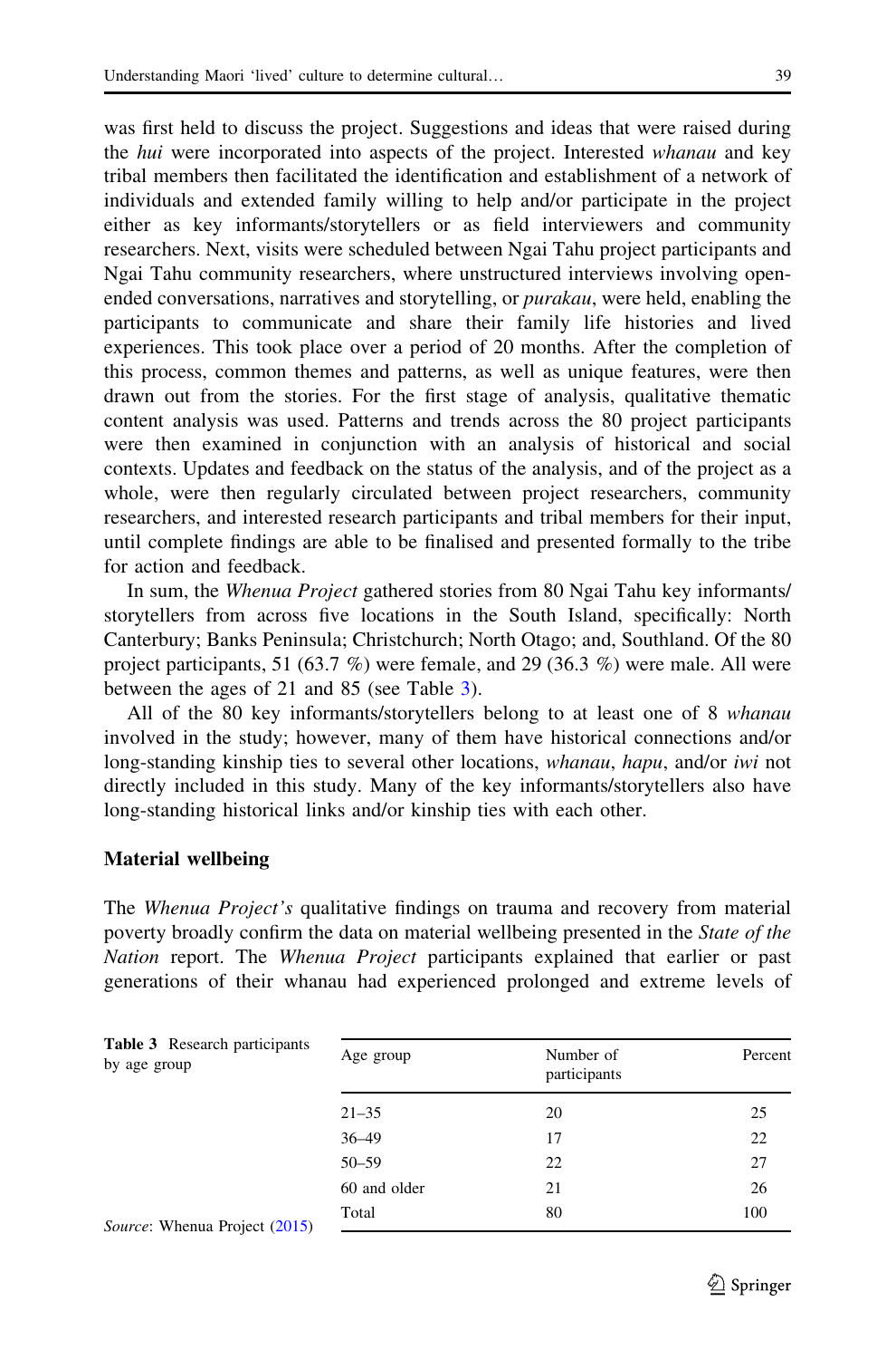was first held to discuss the project. Suggestions and ideas that were raised during the *hui* were incorporated into aspects of the project. Interested *whanau* and key tribal members then facilitated the identification and establishment of a network of individuals and extended family willing to help and/or participate in the project either as key informants/storytellers or as field interviewers and community researchers. Next, visits were scheduled between Ngai Tahu project participants and Ngai Tahu community researchers, where unstructured interviews involving open-ended conversations, narratives and storytelling, or *purakau*, were held, enabling the participants to communicate and share their family life histories and lived experiences. This took place over a period of 20 months. After the completion of this process, common themes and patterns, as well as unique features, were then drawn out from the stories. For the first stage of analysis, qualitative thematic content analysis was used. Patterns and trends across the 80 project participants were then examined in conjunction with an analysis of historical and social contexts. Updates and feedback on the status of the analysis, and of the project as a whole, were then regularly circulated between project researchers, community researchers, and interested research participants and tribal members for their input, until complete findings are able to be finalised and presented formally to the tribe for action and feedback.

In sum, the *Whenua Project* gathered stories from 80 Ngai Tahu key informants/storytellers from across five locations in the South Island, specifically: North Canterbury; Banks Peninsula; Christchurch; North Otago; and, Southland. Of the 80 project participants, 51 (63.7 %) were female, and 29 (36.3 %) were male. All were between the ages of 21 and 85 (see Table 3).

All of the 80 key informants/storytellers belong to at least one of 8 *whanau* involved in the study; however, many of them have historical connections and/or long-standing kinship ties to several other locations, *whanau*, *hapu*, and/or *iwi* not directly included in this study. Many of the key informants/storytellers also have long-standing historical links and/or kinship ties with each other.

## Material wellbeing

The *Whenua Project's* qualitative findings on trauma and recovery from material poverty broadly confirm the data on material wellbeing presented in the *State of the Nation* report. The *Whenua Project* participants explained that earlier or past generations of their whanau had experienced prolonged and extreme levels of

**Table 3** Research participants by age group

| Age group | Number of participants | Percent |
|---|---|---|
| 21–35 | 20 | 25 |
| 36–49 | 17 | 22 |
| 50–59 | 22 | 27 |
| 60 and older | 21 | 26 |
| Total | 80 | 100 |

*Source*: Whenua Project (2015)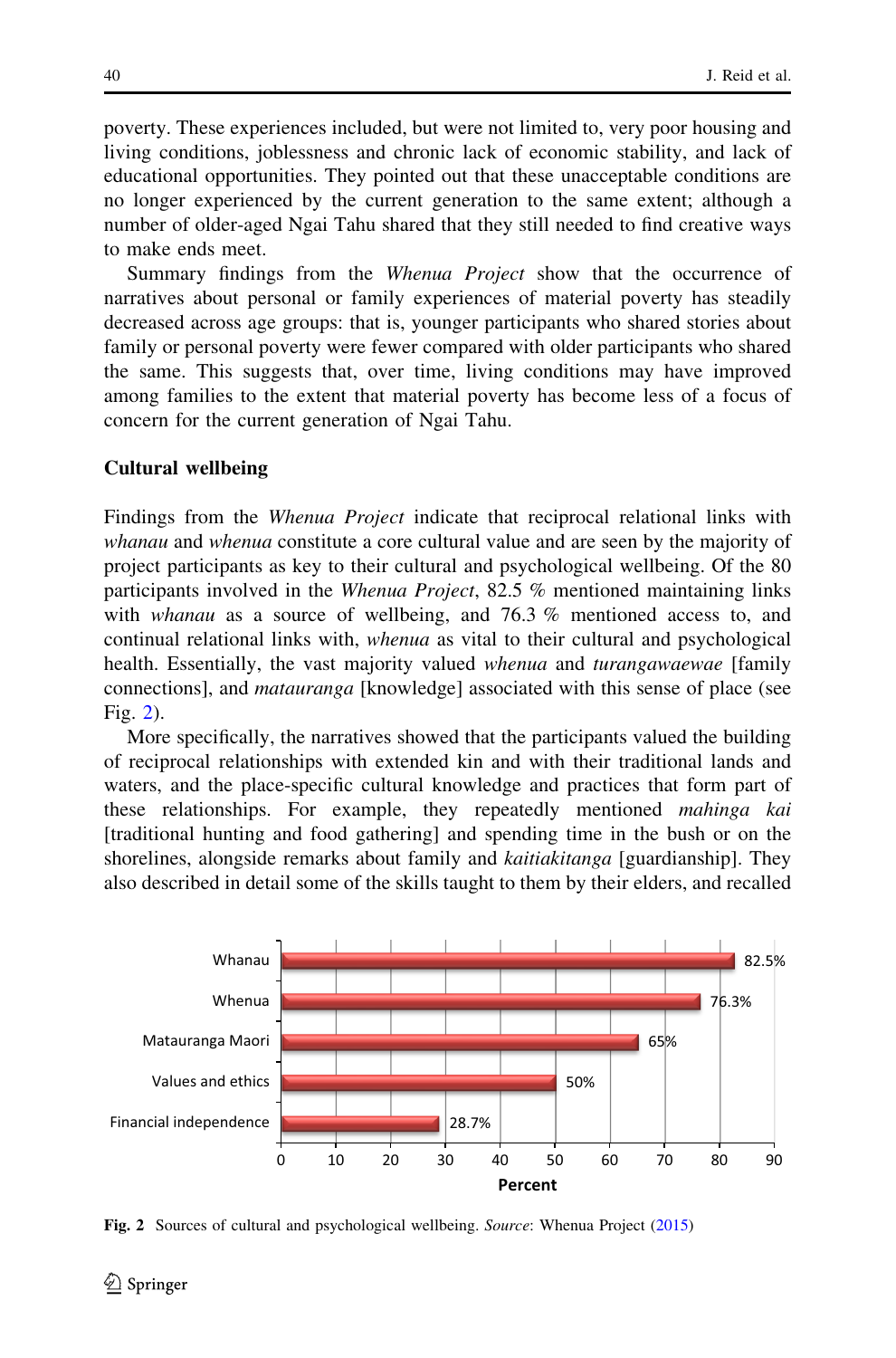poverty. These experiences included, but were not limited to, very poor housing and living conditions, joblessness and chronic lack of economic stability, and lack of educational opportunities. They pointed out that these unacceptable conditions are no longer experienced by the current generation to the same extent; although a number of older-aged Ngai Tahu shared that they still needed to find creative ways to make ends meet.

Summary findings from the *Whenua Project* show that the occurrence of narratives about personal or family experiences of material poverty has steadily decreased across age groups: that is, younger participants who shared stories about family or personal poverty were fewer compared with older participants who shared the same. This suggests that, over time, living conditions may have improved among families to the extent that material poverty has become less of a focus of concern for the current generation of Ngai Tahu.

### Cultural wellbeing

Findings from the *Whenua Project* indicate that reciprocal relational links with *whanau* and *whenua* constitute a core cultural value and are seen by the majority of project participants as key to their cultural and psychological wellbeing. Of the 80 participants involved in the *Whenua Project*, 82.5 % mentioned maintaining links with *whanau* as a source of wellbeing, and 76.3 % mentioned access to, and continual relational links with, *whenua* as vital to their cultural and psychological health. Essentially, the vast majority valued *whenua* and *turangawaewae* [family connections], and *matauranga* [knowledge] associated with this sense of place (see Fig. 2).

More specifically, the narratives showed that the participants valued the building of reciprocal relationships with extended kin and with their traditional lands and waters, and the place-specific cultural knowledge and practices that form part of these relationships. For example, they repeatedly mentioned *mahinga kai* [traditional hunting and food gathering] and spending time in the bush or on the shorelines, alongside remarks about family and *kaitiakitanga* [guardianship]. They also described in detail some of the skills taught to them by their elders, and recalled

| Source | Percent |
|---|---|
| Whanau | 82.5% |
| Whenua | 76.3% |
| Matauranga Maori | 65% |
| Values and ethics | 50% |
| Financial independence | 28.7% |

**Fig. 2** Sources of cultural and psychological wellbeing. *Source*: Whenua Project (2015)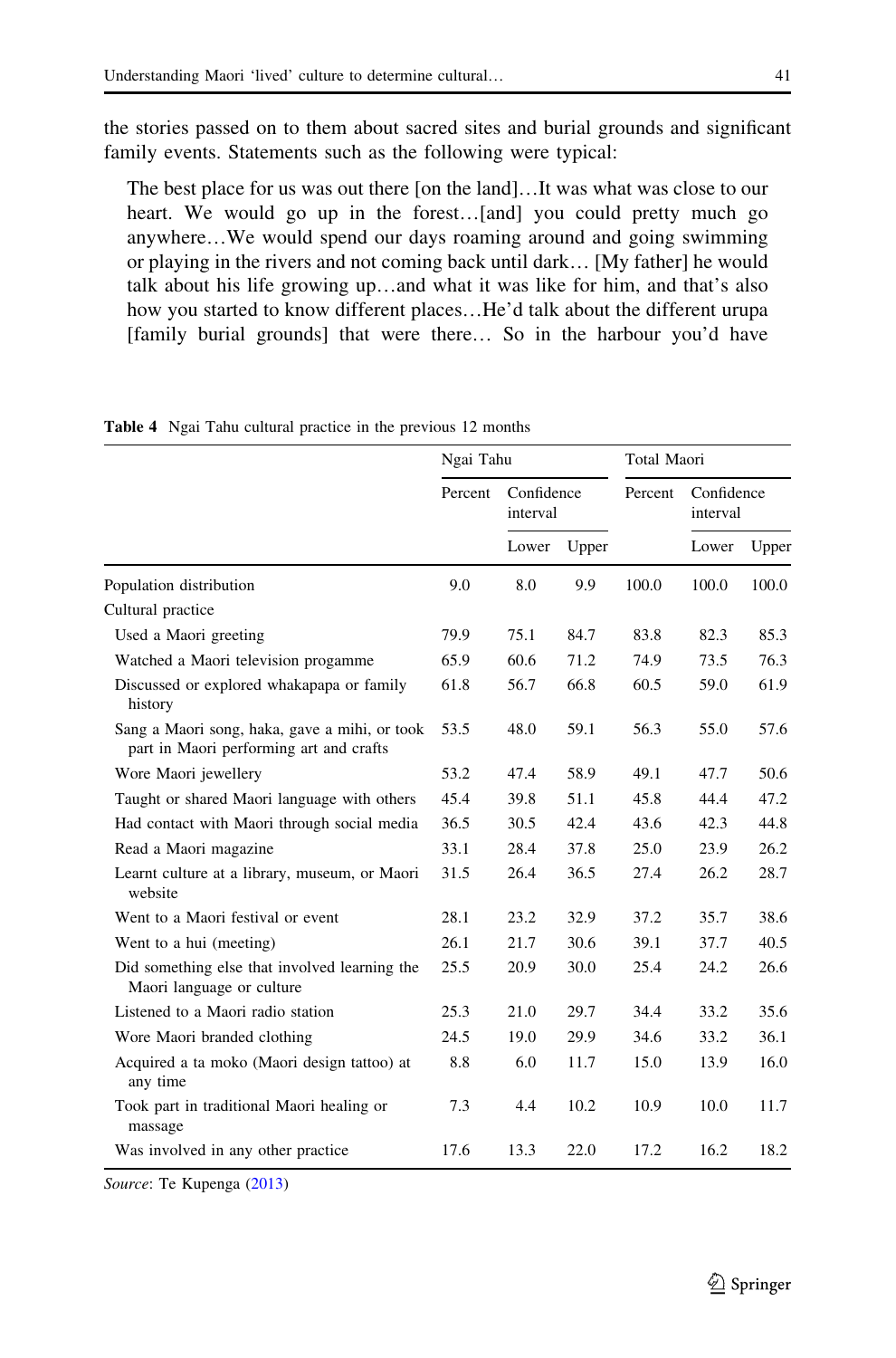the stories passed on to them about sacred sites and burial grounds and significant family events. Statements such as the following were typical:

> The best place for us was out there [on the land]…It was what was close to our heart. We would go up in the forest…[and] you could pretty much go anywhere…We would spend our days roaming around and going swimming or playing in the rivers and not coming back until dark… [My father] he would talk about his life growing up…and what it was like for him, and that's also how you started to know different places…He'd talk about the different urupa [family burial grounds] that were there… So in the harbour you'd have

**Table 4** Ngai Tahu cultural practice in the previous 12 months

| | Ngai Tahu | | | Total Maori | | |
|---|---|---|---|---|---|---|
| | Percent | Confidence interval | | Percent | Confidence interval | |
| | | Lower | Upper | | Lower | Upper |
| Population distribution | 9.0 | 8.0 | 9.9 | 100.0 | 100.0 | 100.0 |
| Cultural practice | | | | | | |
| Used a Maori greeting | 79.9 | 75.1 | 84.7 | 83.8 | 82.3 | 85.3 |
| Watched a Maori television progamme | 65.9 | 60.6 | 71.2 | 74.9 | 73.5 | 76.3 |
| Discussed or explored whakapapa or family history | 61.8 | 56.7 | 66.8 | 60.5 | 59.0 | 61.9 |
| Sang a Maori song, haka, gave a mihi, or took part in Maori performing art and crafts | 53.5 | 48.0 | 59.1 | 56.3 | 55.0 | 57.6 |
| Wore Maori jewellery | 53.2 | 47.4 | 58.9 | 49.1 | 47.7 | 50.6 |
| Taught or shared Maori language with others | 45.4 | 39.8 | 51.1 | 45.8 | 44.4 | 47.2 |
| Had contact with Maori through social media | 36.5 | 30.5 | 42.4 | 43.6 | 42.3 | 44.8 |
| Read a Maori magazine | 33.1 | 28.4 | 37.8 | 25.0 | 23.9 | 26.2 |
| Learnt culture at a library, museum, or Maori website | 31.5 | 26.4 | 36.5 | 27.4 | 26.2 | 28.7 |
| Went to a Maori festival or event | 28.1 | 23.2 | 32.9 | 37.2 | 35.7 | 38.6 |
| Went to a hui (meeting) | 26.1 | 21.7 | 30.6 | 39.1 | 37.7 | 40.5 |
| Did something else that involved learning the Maori language or culture | 25.5 | 20.9 | 30.0 | 25.4 | 24.2 | 26.6 |
| Listened to a Maori radio station | 25.3 | 21.0 | 29.7 | 34.4 | 33.2 | 35.6 |
| Wore Maori branded clothing | 24.5 | 19.0 | 29.9 | 34.6 | 33.2 | 36.1 |
| Acquired a ta moko (Maori design tattoo) at any time | 8.8 | 6.0 | 11.7 | 15.0 | 13.9 | 16.0 |
| Took part in traditional Maori healing or massage | 7.3 | 4.4 | 10.2 | 10.9 | 10.0 | 11.7 |
| Was involved in any other practice | 17.6 | 13.3 | 22.0 | 17.2 | 16.2 | 18.2 |

*Source*: Te Kupenga (2013)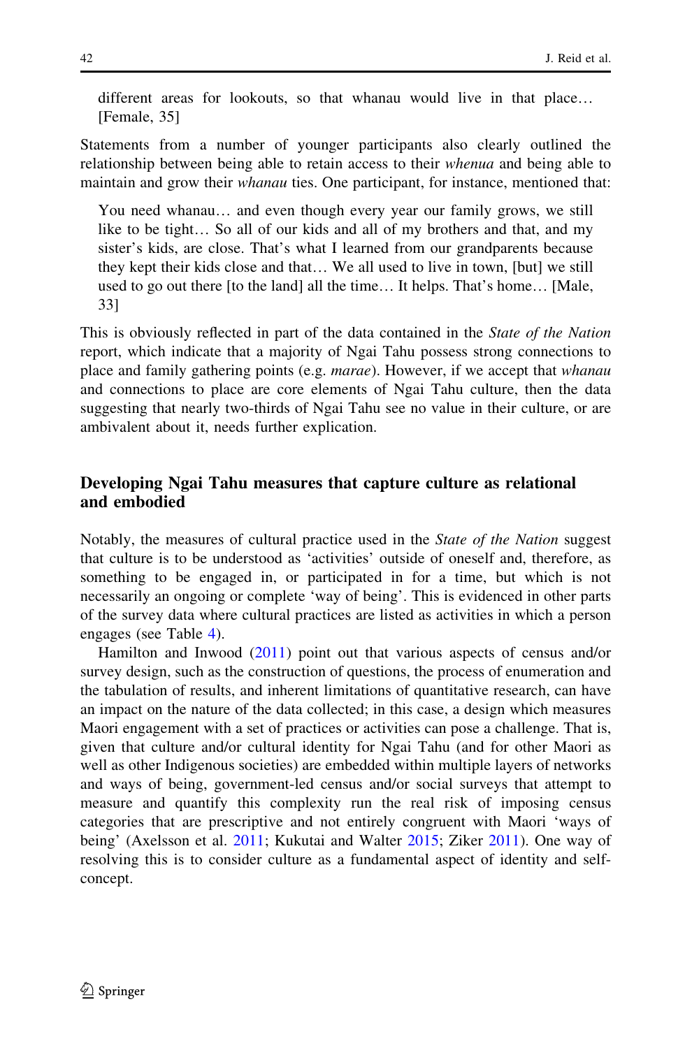> different areas for lookouts, so that whanau would live in that place… [Female, 35]

Statements from a number of younger participants also clearly outlined the relationship between being able to retain access to their *whenua* and being able to maintain and grow their *whanau* ties. One participant, for instance, mentioned that:

> You need whanau… and even though every year our family grows, we still like to be tight… So all of our kids and all of my brothers and that, and my sister's kids, are close. That's what I learned from our grandparents because they kept their kids close and that… We all used to live in town, [but] we still used to go out there [to the land] all the time… It helps. That's home… [Male, 33]

This is obviously reflected in part of the data contained in the *State of the Nation* report, which indicate that a majority of Ngai Tahu possess strong connections to place and family gathering points (e.g. *marae*). However, if we accept that *whanau* and connections to place are core elements of Ngai Tahu culture, then the data suggesting that nearly two-thirds of Ngai Tahu see no value in their culture, or are ambivalent about it, needs further explication.

## Developing Ngai Tahu measures that capture culture as relational and embodied

Notably, the measures of cultural practice used in the *State of the Nation* suggest that culture is to be understood as 'activities' outside of oneself and, therefore, as something to be engaged in, or participated in for a time, but which is not necessarily an ongoing or complete 'way of being'. This is evidenced in other parts of the survey data where cultural practices are listed as activities in which a person engages (see Table 4).

Hamilton and Inwood (2011) point out that various aspects of census and/or survey design, such as the construction of questions, the process of enumeration and the tabulation of results, and inherent limitations of quantitative research, can have an impact on the nature of the data collected; in this case, a design which measures Maori engagement with a set of practices or activities can pose a challenge. That is, given that culture and/or cultural identity for Ngai Tahu (and for other Maori as well as other Indigenous societies) are embedded within multiple layers of networks and ways of being, government-led census and/or social surveys that attempt to measure and quantify this complexity run the real risk of imposing census categories that are prescriptive and not entirely congruent with Maori 'ways of being' (Axelsson et al. 2011; Kukutai and Walter 2015; Ziker 2011). One way of resolving this is to consider culture as a fundamental aspect of identity and self-concept.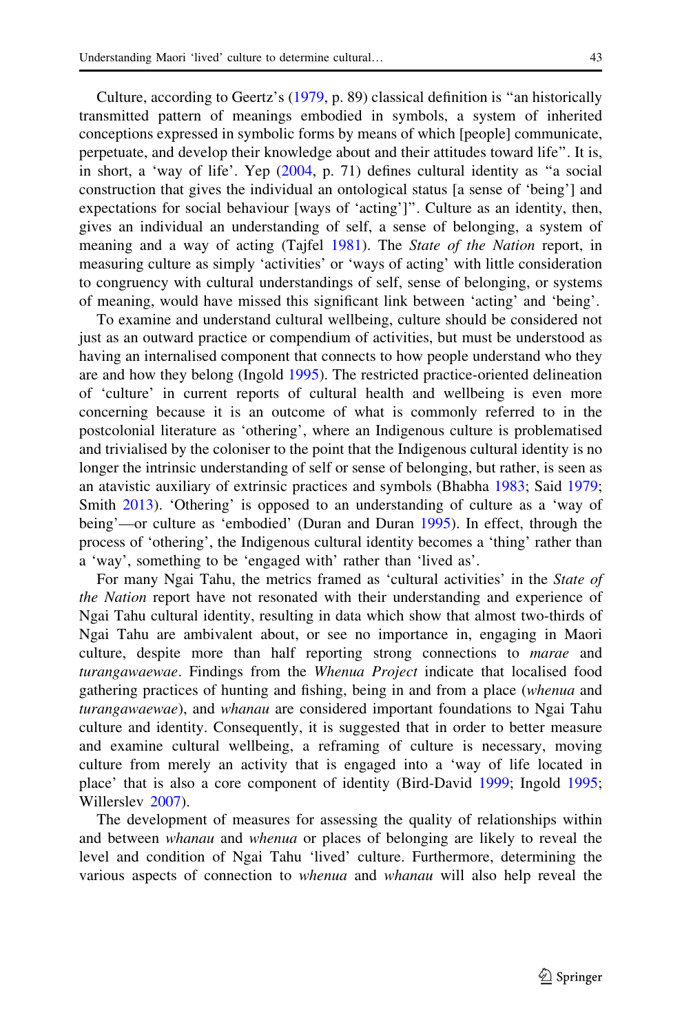Culture, according to Geertz's (1979, p. 89) classical definition is "an historically transmitted pattern of meanings embodied in symbols, a system of inherited conceptions expressed in symbolic forms by means of which [people] communicate, perpetuate, and develop their knowledge about and their attitudes toward life". It is, in short, a 'way of life'. Yep (2004, p. 71) defines cultural identity as "a social construction that gives the individual an ontological status [a sense of 'being'] and expectations for social behaviour [ways of 'acting']". Culture as an identity, then, gives an individual an understanding of self, a sense of belonging, a system of meaning and a way of acting (Tajfel 1981). The *State of the Nation* report, in measuring culture as simply 'activities' or 'ways of acting' with little consideration to congruency with cultural understandings of self, sense of belonging, or systems of meaning, would have missed this significant link between 'acting' and 'being'.

To examine and understand cultural wellbeing, culture should be considered not just as an outward practice or compendium of activities, but must be understood as having an internalised component that connects to how people understand who they are and how they belong (Ingold 1995). The restricted practice-oriented delineation of 'culture' in current reports of cultural health and wellbeing is even more concerning because it is an outcome of what is commonly referred to in the postcolonial literature as 'othering', where an Indigenous culture is problematised and trivialised by the coloniser to the point that the Indigenous cultural identity is no longer the intrinsic understanding of self or sense of belonging, but rather, is seen as an atavistic auxiliary of extrinsic practices and symbols (Bhabha 1983; Said 1979; Smith 2013). 'Othering' is opposed to an understanding of culture as a 'way of being'—or culture as 'embodied' (Duran and Duran 1995). In effect, through the process of 'othering', the Indigenous cultural identity becomes a 'thing' rather than a 'way', something to be 'engaged with' rather than 'lived as'.

For many Ngai Tahu, the metrics framed as 'cultural activities' in the *State of the Nation* report have not resonated with their understanding and experience of Ngai Tahu cultural identity, resulting in data which show that almost two-thirds of Ngai Tahu are ambivalent about, or see no importance in, engaging in Maori culture, despite more than half reporting strong connections to *marae* and *turangawaewae*. Findings from the *Whenua Project* indicate that localised food gathering practices of hunting and fishing, being in and from a place (*whenua* and *turangawaewae*), and *whanau* are considered important foundations to Ngai Tahu culture and identity. Consequently, it is suggested that in order to better measure and examine cultural wellbeing, a reframing of culture is necessary, moving culture from merely an activity that is engaged into a 'way of life located in place' that is also a core component of identity (Bird-David 1999; Ingold 1995; Willerslev 2007).

The development of measures for assessing the quality of relationships within and between *whanau* and *whenua* or places of belonging are likely to reveal the level and condition of Ngai Tahu 'lived' culture. Furthermore, determining the various aspects of connection to *whenua* and *whanau* will also help reveal the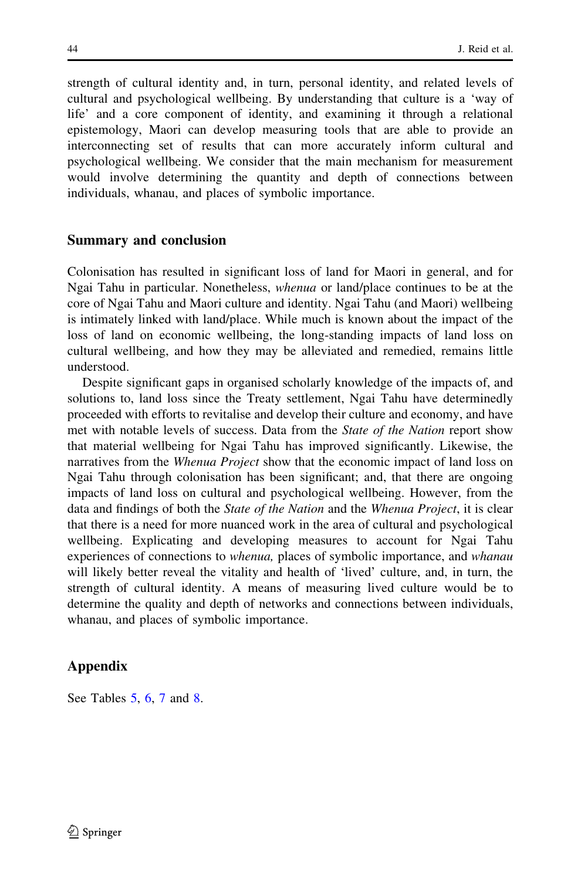strength of cultural identity and, in turn, personal identity, and related levels of cultural and psychological wellbeing. By understanding that culture is a 'way of life' and a core component of identity, and examining it through a relational epistemology, Maori can develop measuring tools that are able to provide an interconnecting set of results that can more accurately inform cultural and psychological wellbeing. We consider that the main mechanism for measurement would involve determining the quantity and depth of connections between individuals, whanau, and places of symbolic importance.

## Summary and conclusion

Colonisation has resulted in significant loss of land for Maori in general, and for Ngai Tahu in particular. Nonetheless, *whenua* or land/place continues to be at the core of Ngai Tahu and Maori culture and identity. Ngai Tahu (and Maori) wellbeing is intimately linked with land/place. While much is known about the impact of the loss of land on economic wellbeing, the long-standing impacts of land loss on cultural wellbeing, and how they may be alleviated and remedied, remains little understood.

Despite significant gaps in organised scholarly knowledge of the impacts of, and solutions to, land loss since the Treaty settlement, Ngai Tahu have determinedly proceeded with efforts to revitalise and develop their culture and economy, and have met with notable levels of success. Data from the *State of the Nation* report show that material wellbeing for Ngai Tahu has improved significantly. Likewise, the narratives from the *Whenua Project* show that the economic impact of land loss on Ngai Tahu through colonisation has been significant; and, that there are ongoing impacts of land loss on cultural and psychological wellbeing. However, from the data and findings of both the *State of the Nation* and the *Whenua Project*, it is clear that there is a need for more nuanced work in the area of cultural and psychological wellbeing. Explicating and developing measures to account for Ngai Tahu experiences of connections to *whenua,* places of symbolic importance, and *whanau* will likely better reveal the vitality and health of 'lived' culture, and, in turn, the strength of cultural identity. A means of measuring lived culture would be to determine the quality and depth of networks and connections between individuals, whanau, and places of symbolic importance.

## Appendix

See Tables 5, 6, 7 and 8.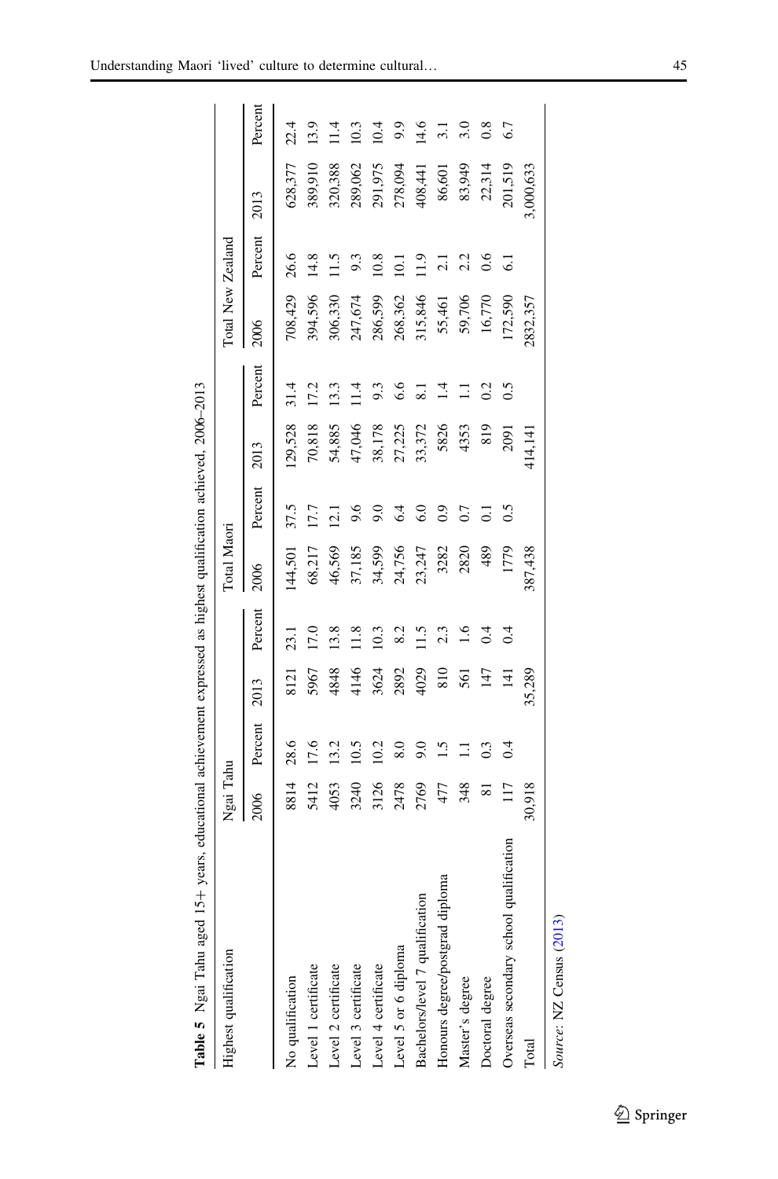**Table 5** Ngai Tahu aged 15+ years, educational achievement expressed as highest qualification achieved, 2006–2013

| Highest qualification | Ngai Tahu | | | | Total Maori | | | | Total New Zealand | | | |
|---|---|---|---|---|---|---|---|---|---|---|---|---|
| | 2006 | Percent | 2013 | Percent | 2006 | Percent | 2013 | Percent | 2006 | Percent | 2013 | Percent |
| No qualification | 8814 | 28.6 | 8121 | 23.1 | 144,501 | 37.5 | 129,528 | 31.4 | 708,429 | 26.6 | 628,377 | 22.4 |
| Level 1 certificate | 5412 | 17.6 | 5967 | 17.0 | 68,217 | 17.7 | 70,818 | 17.2 | 394,596 | 14.8 | 389,910 | 13.9 |
| Level 2 certificate | 4053 | 13.2 | 4848 | 13.8 | 46,569 | 12.1 | 54,885 | 13.3 | 306,330 | 11.5 | 320,388 | 11.4 |
| Level 3 certificate | 3240 | 10.5 | 4146 | 11.8 | 37,185 | 9.6 | 47,046 | 11.4 | 247,674 | 9.3 | 289,062 | 10.3 |
| Level 4 certificate | 3126 | 10.2 | 3624 | 10.3 | 34,599 | 9.0 | 38,178 | 9.3 | 286,599 | 10.8 | 291,975 | 10.4 |
| Level 5 or 6 diploma | 2478 | 8.0 | 2892 | 8.2 | 24,756 | 6.4 | 27,225 | 6.6 | 268,362 | 10.1 | 278,094 | 9.9 |
| Bachelors/level 7 qualification | 2769 | 9.0 | 4029 | 11.5 | 23,247 | 6.0 | 33,372 | 8.1 | 315,846 | 11.9 | 408,441 | 14.6 |
| Honours degree/postgrad diploma | 477 | 1.5 | 810 | 2.3 | 3282 | 0.9 | 5826 | 1.4 | 55,461 | 2.1 | 86,601 | 3.1 |
| Master's degree | 348 | 1.1 | 561 | 1.6 | 2820 | 0.7 | 4353 | 1.1 | 59,706 | 2.2 | 83,949 | 3.0 |
| Doctoral degree | 81 | 0.3 | 147 | 0.4 | 489 | 0.1 | 819 | 0.2 | 16,770 | 0.6 | 22,314 | 0.8 |
| Overseas secondary school qualification | 117 | 0.4 | 141 | 0.4 | 1779 | 0.5 | 2091 | 0.5 | 172,590 | 6.1 | 201,519 | 6.7 |
| Total | 30,918 | | 35,289 | | 387,438 | | 414,141 | | 2832,357 | | 3,000,633 | |

*Source*: NZ Census (2013)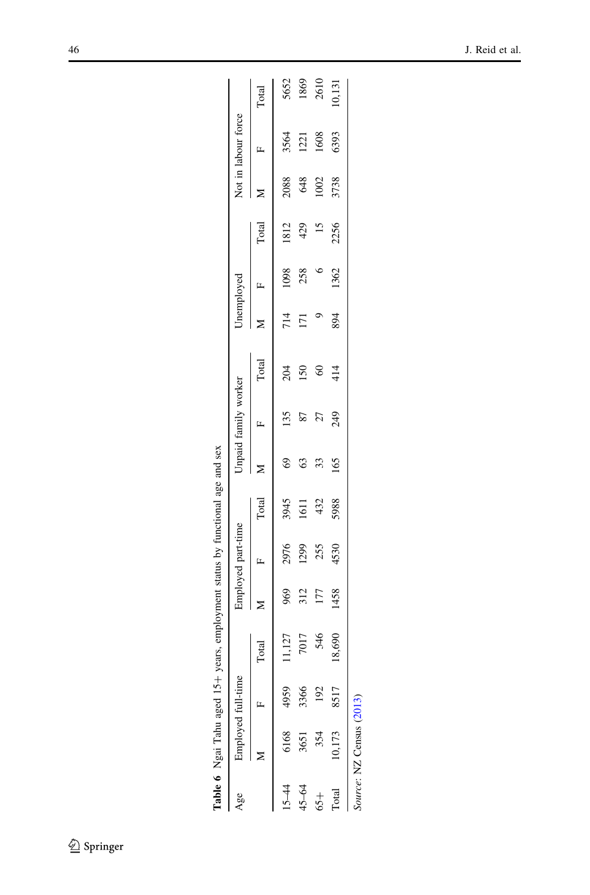**Table 6** Ngai Tahu aged 15+ years, employment status by functional age and sex

| Age | Employed full-time | | | Employed part-time | | | Unpaid family worker | | | Unemployed | | | Not in labour force | | |
|---|---|---|---|---|---|---|---|---|---|---|---|---|---|---|---|
| | M | F | Total | M | F | Total | M | F | Total | M | F | Total | M | F | Total |
| 15–44 | 6168 | 4959 | 11,127 | 969 | 2976 | 3945 | 69 | 135 | 204 | 714 | 1098 | 1812 | 2088 | 3564 | 5652 |
| 45–64 | 3651 | 3366 | 7017 | 312 | 1299 | 1611 | 63 | 87 | 150 | 171 | 258 | 429 | 648 | 1221 | 1869 |
| 65+ | 354 | 192 | 546 | 177 | 255 | 432 | 33 | 27 | 60 | 9 | 6 | 15 | 1002 | 1608 | 2610 |
| Total | 10,173 | 8517 | 18,690 | 1458 | 4530 | 5988 | 165 | 249 | 414 | 894 | 1362 | 2256 | 3738 | 6393 | 10,131 |

*Source*: NZ Census (2013)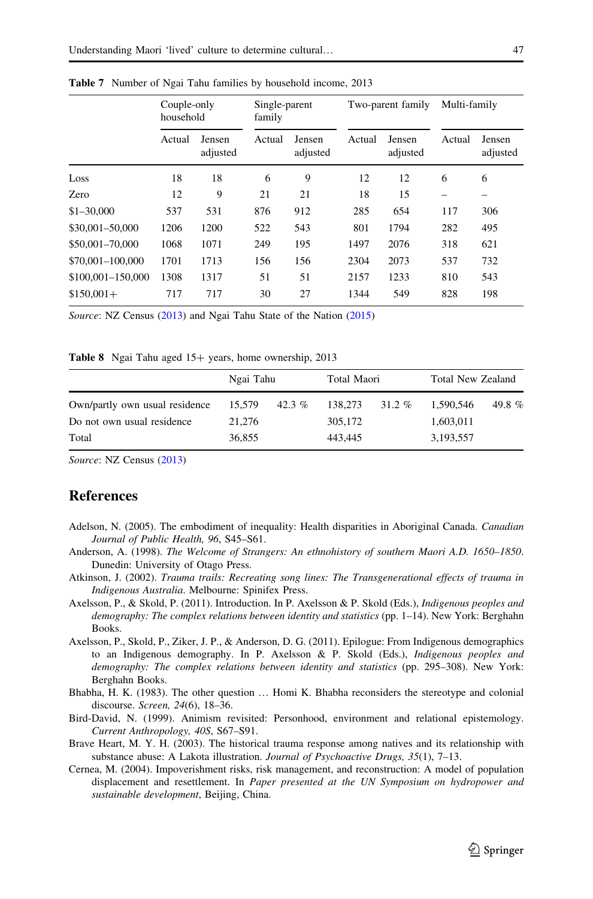**Table 7** Number of Ngai Tahu families by household income, 2013

| | Couple-only household | | Single-parent family | | Two-parent family | | Multi-family | |
|---|---|---|---|---|---|---|---|---|
| | Actual | Jensen adjusted | Actual | Jensen adjusted | Actual | Jensen adjusted | Actual | Jensen adjusted |
| Loss | 18 | 18 | 6 | 9 | 12 | 12 | 6 | 6 |
| Zero | 12 | 9 | 21 | 21 | 18 | 15 | – | – |
| $1–30,000 | 537 | 531 | 876 | 912 | 285 | 654 | 117 | 306 |
| $30,001–50,000 | 1206 | 1200 | 522 | 543 | 801 | 1794 | 282 | 495 |
| $50,001–70,000 | 1068 | 1071 | 249 | 195 | 1497 | 2076 | 318 | 621 |
| $70,001–100,000 | 1701 | 1713 | 156 | 156 | 2304 | 2073 | 537 | 732 |
| $100,001–150,000 | 1308 | 1317 | 51 | 51 | 2157 | 1233 | 810 | 543 |
| $150,001+ | 717 | 717 | 30 | 27 | 1344 | 549 | 828 | 198 |

*Source*: NZ Census (2013) and Ngai Tahu State of the Nation (2015)

**Table 8** Ngai Tahu aged 15+ years, home ownership, 2013

| | Ngai Tahu | | Total Maori | | Total New Zealand | |
|---|---|---|---|---|---|---|
| Own/partly own usual residence | 15,579 | 42.3 % | 138,273 | 31.2 % | 1,590,546 | 49.8 % |
| Do not own usual residence | 21,276 | | 305,172 | | 1,603,011 | |
| Total | 36,855 | | 443,445 | | 3,193,557 | |

*Source*: NZ Census (2013)

## References

Adelson, N. (2005). The embodiment of inequality: Health disparities in Aboriginal Canada. *Canadian Journal of Public Health, 96*, S45–S61.

Anderson, A. (1998). *The Welcome of Strangers: An ethnohistory of southern Maori A.D. 1650–1850*. Dunedin: University of Otago Press.

Atkinson, J. (2002). *Trauma trails: Recreating song lines: The Transgenerational effects of trauma in Indigenous Australia*. Melbourne: Spinifex Press.

Axelsson, P., & Skold, P. (2011). Introduction. In P. Axelsson & P. Skold (Eds.), *Indigenous peoples and demography: The complex relations between identity and statistics* (pp. 1–14). New York: Berghahn Books.

Axelsson, P., Skold, P., Ziker, J. P., & Anderson, D. G. (2011). Epilogue: From Indigenous demographics to an Indigenous demography. In P. Axelsson & P. Skold (Eds.), *Indigenous peoples and demography: The complex relations between identity and statistics* (pp. 295–308). New York: Berghahn Books.

Bhabha, H. K. (1983). The other question … Homi K. Bhabha reconsiders the stereotype and colonial discourse. *Screen, 24*(6), 18–36.

Bird-David, N. (1999). Animism revisited: Personhood, environment and relational epistemology. *Current Anthropology, 40S*, S67–S91.

Brave Heart, M. Y. H. (2003). The historical trauma response among natives and its relationship with substance abuse: A Lakota illustration. *Journal of Psychoactive Drugs, 35*(1), 7–13.

Cernea, M. (2004). Impoverishment risks, risk management, and reconstruction: A model of population displacement and resettlement. In *Paper presented at the UN Symposium on hydropower and sustainable development*, Beijing, China.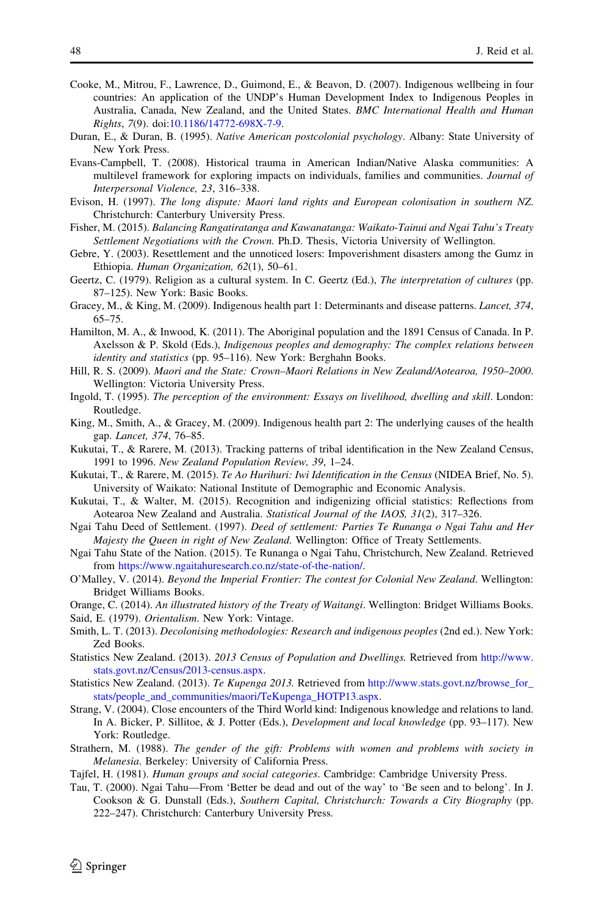Cooke, M., Mitrou, F., Lawrence, D., Guimond, E., & Beavon, D. (2007). Indigenous wellbeing in four countries: An application of the UNDP's Human Development Index to Indigenous Peoples in Australia, Canada, New Zealand, and the United States. *BMC International Health and Human Rights*, *7*(9). doi:10.1186/14772-698X-7-9.

Duran, E., & Duran, B. (1995). *Native American postcolonial psychology*. Albany: State University of New York Press.

Evans-Campbell, T. (2008). Historical trauma in American Indian/Native Alaska communities: A multilevel framework for exploring impacts on individuals, families and communities. *Journal of Interpersonal Violence, 23*, 316–338.

Evison, H. (1997). *The long dispute: Maori land rights and European colonisation in southern NZ*. Christchurch: Canterbury University Press.

Fisher, M. (2015). *Balancing Rangatiratanga and Kawanatanga: Waikato-Tainui and Ngai Tahu's Treaty Settlement Negotiations with the Crown*. Ph.D. Thesis, Victoria University of Wellington.

Gebre, Y. (2003). Resettlement and the unnoticed losers: Impoverishment disasters among the Gumz in Ethiopia. *Human Organization, 62*(1), 50–61.

Geertz, C. (1979). Religion as a cultural system. In C. Geertz (Ed.), *The interpretation of cultures* (pp. 87–125). New York: Basic Books.

Gracey, M., & King, M. (2009). Indigenous health part 1: Determinants and disease patterns. *Lancet, 374*, 65–75.

Hamilton, M. A., & Inwood, K. (2011). The Aboriginal population and the 1891 Census of Canada. In P. Axelsson & P. Skold (Eds.), *Indigenous peoples and demography: The complex relations between identity and statistics* (pp. 95–116). New York: Berghahn Books.

Hill, R. S. (2009). *Maori and the State: Crown–Maori Relations in New Zealand/Aotearoa, 1950–2000*. Wellington: Victoria University Press.

Ingold, T. (1995). *The perception of the environment: Essays on livelihood, dwelling and skill*. London: Routledge.

King, M., Smith, A., & Gracey, M. (2009). Indigenous health part 2: The underlying causes of the health gap. *Lancet, 374*, 76–85.

Kukutai, T., & Rarere, M. (2013). Tracking patterns of tribal identification in the New Zealand Census, 1991 to 1996. *New Zealand Population Review, 39*, 1–24.

Kukutai, T., & Rarere, M. (2015). *Te Ao Hurihuri: Iwi Identification in the Census* (NIDEA Brief, No. 5). University of Waikato: National Institute of Demographic and Economic Analysis.

Kukutai, T., & Walter, M. (2015). Recognition and indigenizing official statistics: Reflections from Aotearoa New Zealand and Australia. *Statistical Journal of the IAOS, 31*(2), 317–326.

Ngai Tahu Deed of Settlement. (1997). *Deed of settlement: Parties Te Runanga o Ngai Tahu and Her Majesty the Queen in right of New Zealand*. Wellington: Office of Treaty Settlements.

Ngai Tahu State of the Nation. (2015). Te Runanga o Ngai Tahu, Christchurch, New Zealand. Retrieved from https://www.ngaitahuresearch.co.nz/state-of-the-nation/.

O'Malley, V. (2014). *Beyond the Imperial Frontier: The contest for Colonial New Zealand*. Wellington: Bridget Williams Books.

Orange, C. (2014). *An illustrated history of the Treaty of Waitangi*. Wellington: Bridget Williams Books.

Said, E. (1979). *Orientalism*. New York: Vintage.

Smith, L. T. (2013). *Decolonising methodologies: Research and indigenous peoples* (2nd ed.). New York: Zed Books.

Statistics New Zealand. (2013). *2013 Census of Population and Dwellings*. Retrieved from http://www.stats.govt.nz/Census/2013-census.aspx.

Statistics New Zealand. (2013). *Te Kupenga 2013*. Retrieved from http://www.stats.govt.nz/browse_for_stats/people_and_communities/maori/TeKupenga_HOTP13.aspx.

Strang, V. (2004). Close encounters of the Third World kind: Indigenous knowledge and relations to land. In A. Bicker, P. Sillitoe, & J. Potter (Eds.), *Development and local knowledge* (pp. 93–117). New York: Routledge.

Strathern, M. (1988). *The gender of the gift: Problems with women and problems with society in Melanesia*. Berkeley: University of California Press.

Tajfel, H. (1981). *Human groups and social categories*. Cambridge: Cambridge University Press.

Tau, T. (2000). Ngai Tahu—From 'Better be dead and out of the way' to 'Be seen and to belong'. In J. Cookson & G. Dunstall (Eds.), *Southern Capital, Christchurch: Towards a City Biography* (pp. 222–247). Christchurch: Canterbury University Press.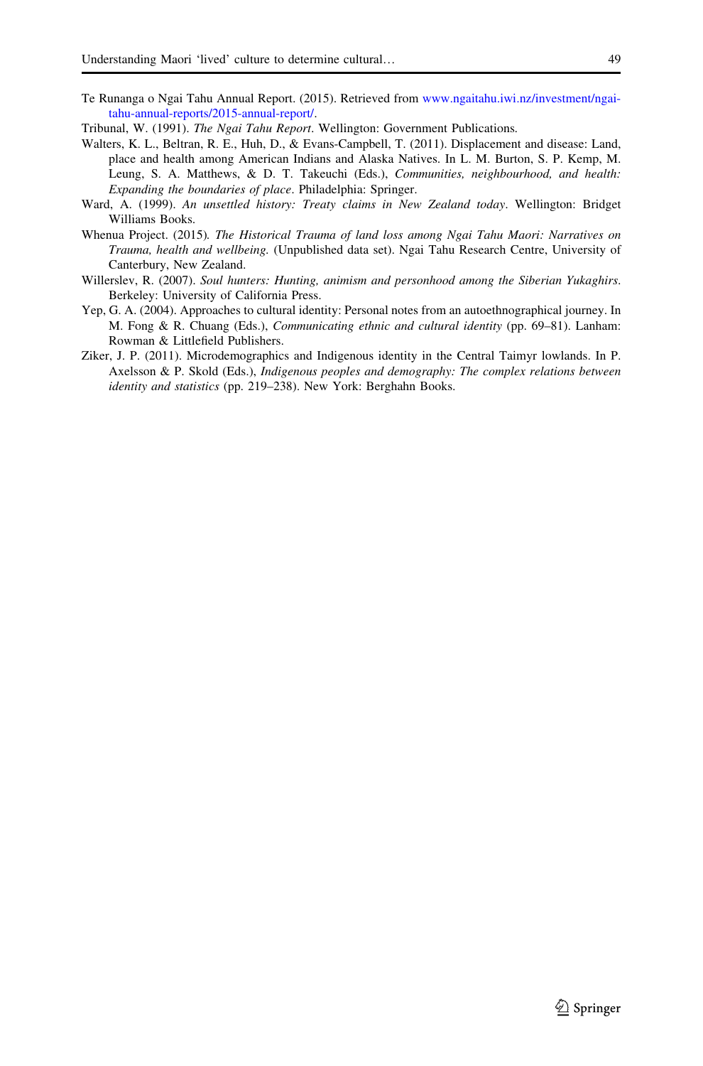Te Runanga o Ngai Tahu Annual Report. (2015). Retrieved from www.ngaitahu.iwi.nz/investment/ngai-tahu-annual-reports/2015-annual-report/.

Tribunal, W. (1991). *The Ngai Tahu Report*. Wellington: Government Publications.

Walters, K. L., Beltran, R. E., Huh, D., & Evans-Campbell, T. (2011). Displacement and disease: Land, place and health among American Indians and Alaska Natives. In L. M. Burton, S. P. Kemp, M. Leung, S. A. Matthews, & D. T. Takeuchi (Eds.), *Communities, neighbourhood, and health: Expanding the boundaries of place*. Philadelphia: Springer.

Ward, A. (1999). *An unsettled history: Treaty claims in New Zealand today*. Wellington: Bridget Williams Books.

Whenua Project. (2015). *The Historical Trauma of land loss among Ngai Tahu Maori: Narratives on Trauma, health and wellbeing*. (Unpublished data set). Ngai Tahu Research Centre, University of Canterbury, New Zealand.

Willerslev, R. (2007). *Soul hunters: Hunting, animism and personhood among the Siberian Yukaghirs*. Berkeley: University of California Press.

Yep, G. A. (2004). Approaches to cultural identity: Personal notes from an autoethnographical journey. In M. Fong & R. Chuang (Eds.), *Communicating ethnic and cultural identity* (pp. 69–81). Lanham: Rowman & Littlefield Publishers.

Ziker, J. P. (2011). Microdemographics and Indigenous identity in the Central Taimyr lowlands. In P. Axelsson & P. Skold (Eds.), *Indigenous peoples and demography: The complex relations between identity and statistics* (pp. 219–238). New York: Berghahn Books.